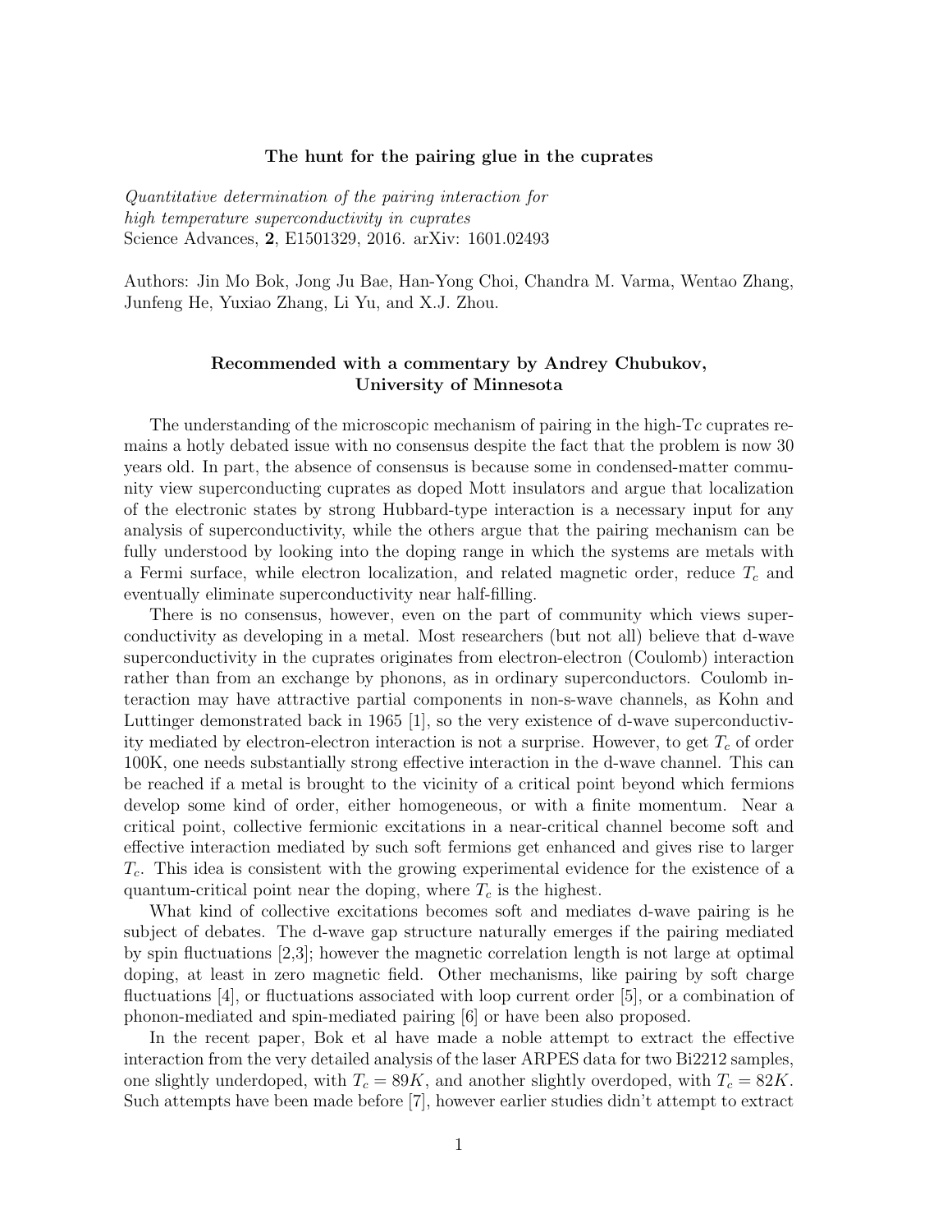**The hunt for the pairing glue in the cuprates**

*Quantitative determination of the pairing interaction for high temperature superconductivity in cuprates*
Science Advances, **2**, E1501329, 2016. arXiv: 1601.02493

Authors: Jin Mo Bok, Jong Ju Bae, Han-Yong Choi, Chandra M. Varma, Wentao Zhang, Junfeng He, Yuxiao Zhang, Li Yu, and X.J. Zhou.

**Recommended with a commentary by Andrey Chubukov, University of Minnesota**

The understanding of the microscopic mechanism of pairing in the high-T$c$ cuprates remains a hotly debated issue with no consensus despite the fact that the problem is now 30 years old. In part, the absence of consensus is because some in condensed-matter community view superconducting cuprates as doped Mott insulators and argue that localization of the electronic states by strong Hubbard-type interaction is a necessary input for any analysis of superconductivity, while the others argue that the pairing mechanism can be fully understood by looking into the doping range in which the systems are metals with a Fermi surface, while electron localization, and related magnetic order, reduce $T_c$ and eventually eliminate superconductivity near half-filling.

There is no consensus, however, even on the part of community which views superconductivity as developing in a metal. Most researchers (but not all) believe that d-wave superconductivity in the cuprates originates from electron-electron (Coulomb) interaction rather than from an exchange by phonons, as in ordinary superconductors. Coulomb interaction may have attractive partial components in non-s-wave channels, as Kohn and Luttinger demonstrated back in 1965 [1], so the very existence of d-wave superconductivity mediated by electron-electron interaction is not a surprise. However, to get $T_c$ of order 100K, one needs substantially strong effective interaction in the d-wave channel. This can be reached if a metal is brought to the vicinity of a critical point beyond which fermions develop some kind of order, either homogeneous, or with a finite momentum. Near a critical point, collective fermionic excitations in a near-critical channel become soft and effective interaction mediated by such soft fermions get enhanced and gives rise to larger $T_c$. This idea is consistent with the growing experimental evidence for the existence of a quantum-critical point near the doping, where $T_c$ is the highest.

What kind of collective excitations becomes soft and mediates d-wave pairing is he subject of debates. The d-wave gap structure naturally emerges if the pairing mediated by spin fluctuations [2,3]; however the magnetic correlation length is not large at optimal doping, at least in zero magnetic field. Other mechanisms, like pairing by soft charge fluctuations [4], or fluctuations associated with loop current order [5], or a combination of phonon-mediated and spin-mediated pairing [6] or have been also proposed.

In the recent paper, Bok et al have made a noble attempt to extract the effective interaction from the very detailed analysis of the laser ARPES data for two Bi2212 samples, one slightly underdoped, with $T_c = 89K$, and another slightly overdoped, with $T_c = 82K$. Such attempts have been made before [7], however earlier studies didn't attempt to extract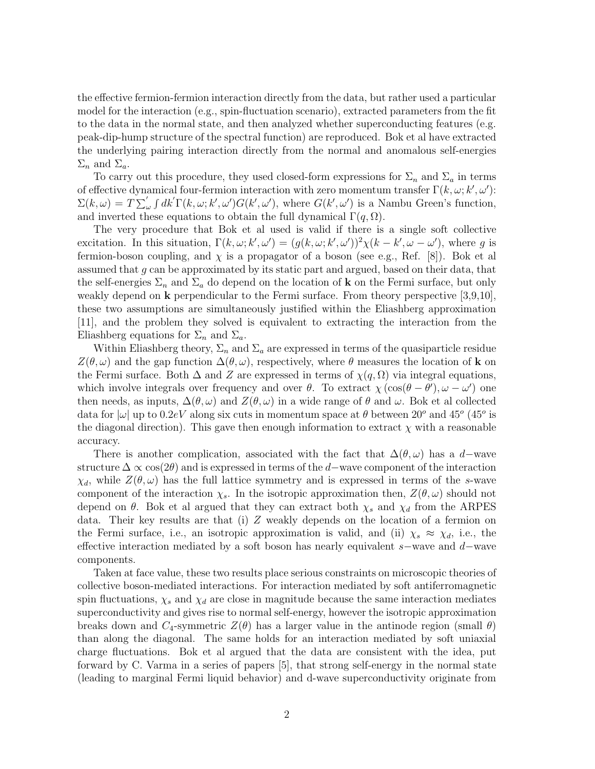the effective fermion-fermion interaction directly from the data, but rather used a particular model for the interaction (e.g., spin-fluctuation scenario), extracted parameters from the fit to the data in the normal state, and then analyzed whether superconducting features (e.g. peak-dip-hump structure of the spectral function) are reproduced. Bok et al have extracted the underlying pairing interaction directly from the normal and anomalous self-energies $\Sigma_n$ and $\Sigma_a$.

To carry out this procedure, they used closed-form expressions for $\Sigma_n$ and $\Sigma_a$ in terms of effective dynamical four-fermion interaction with zero momentum transfer $\Gamma(k, \omega; k', \omega')$: $\Sigma(k, \omega) = T \sum_{\omega}^{'} \int dk^{'} \Gamma(k, \omega; k', \omega') G(k', \omega')$, where $G(k', \omega')$ is a Nambu Green's function, and inverted these equations to obtain the full dynamical $\Gamma(q, \Omega)$.

The very procedure that Bok et al used is valid if there is a single soft collective excitation. In this situation, $\Gamma(k, \omega; k', \omega') = (g(k, \omega; k', \omega'))^2 \chi(k - k', \omega - \omega')$, where $g$ is fermion-boson coupling, and $\chi$ is a propagator of a boson (see e.g., Ref. [8]). Bok et al assumed that $g$ can be approximated by its static part and argued, based on their data, that the self-energies $\Sigma_n$ and $\Sigma_a$ do depend on the location of $\mathbf{k}$ on the Fermi surface, but only weakly depend on $\mathbf{k}$ perpendicular to the Fermi surface. From theory perspective [3,9,10], these two assumptions are simultaneously justified within the Eliashberg approximation [11], and the problem they solved is equivalent to extracting the interaction from the Eliashberg equations for $\Sigma_n$ and $\Sigma_a$.

Within Eliashberg theory, $\Sigma_n$ and $\Sigma_a$ are expressed in terms of the quasiparticle residue $Z(\theta, \omega)$ and the gap function $\Delta(\theta, \omega)$, respectively, where $\theta$ measures the location of $\mathbf{k}$ on the Fermi surface. Both $\Delta$ and $Z$ are expressed in terms of $\chi(q, \Omega)$ via integral equations, which involve integrals over frequency and over $\theta$. To extract $\chi\left(\cos(\theta - \theta'), \omega - \omega'\right)$ one then needs, as inputs, $\Delta(\theta, \omega)$ and $Z(\theta, \omega)$ in a wide range of $\theta$ and $\omega$. Bok et al collected data for $|\omega|$ up to $0.2eV$ along six cuts in momentum space at $\theta$ between $20^o$ and $45^o$ ($45^o$ is the diagonal direction). This gave then enough information to extract $\chi$ with a reasonable accuracy.

There is another complication, associated with the fact that $\Delta(\theta, \omega)$ has a $d-$wave structure $\Delta \propto \cos(2\theta)$ and is expressed in terms of the $d-$wave component of the interaction $\chi_d$, while $Z(\theta, \omega)$ has the full lattice symmetry and is expressed in terms of the $s$-wave component of the interaction $\chi_s$. In the isotropic approximation then, $Z(\theta, \omega)$ should not depend on $\theta$. Bok et al argued that they can extract both $\chi_s$ and $\chi_d$ from the ARPES data. Their key results are that (i) $Z$ weakly depends on the location of a fermion on the Fermi surface, i.e., an isotropic approximation is valid, and (ii) $\chi_s \approx \chi_d$, i.e., the effective interaction mediated by a soft boson has nearly equivalent $s-$wave and $d-$wave components.

Taken at face value, these two results place serious constraints on microscopic theories of collective boson-mediated interactions. For interaction mediated by soft antiferromagnetic spin fluctuations, $\chi_s$ and $\chi_d$ are close in magnitude because the same interaction mediates superconductivity and gives rise to normal self-energy, however the isotropic approximation breaks down and $C_4$-symmetric $Z(\theta)$ has a larger value in the antinode region (small $\theta$) than along the diagonal. The same holds for an interaction mediated by soft uniaxial charge fluctuations. Bok et al argued that the data are consistent with the idea, put forward by C. Varma in a series of papers [5], that strong self-energy in the normal state (leading to marginal Fermi liquid behavior) and d-wave superconductivity originate from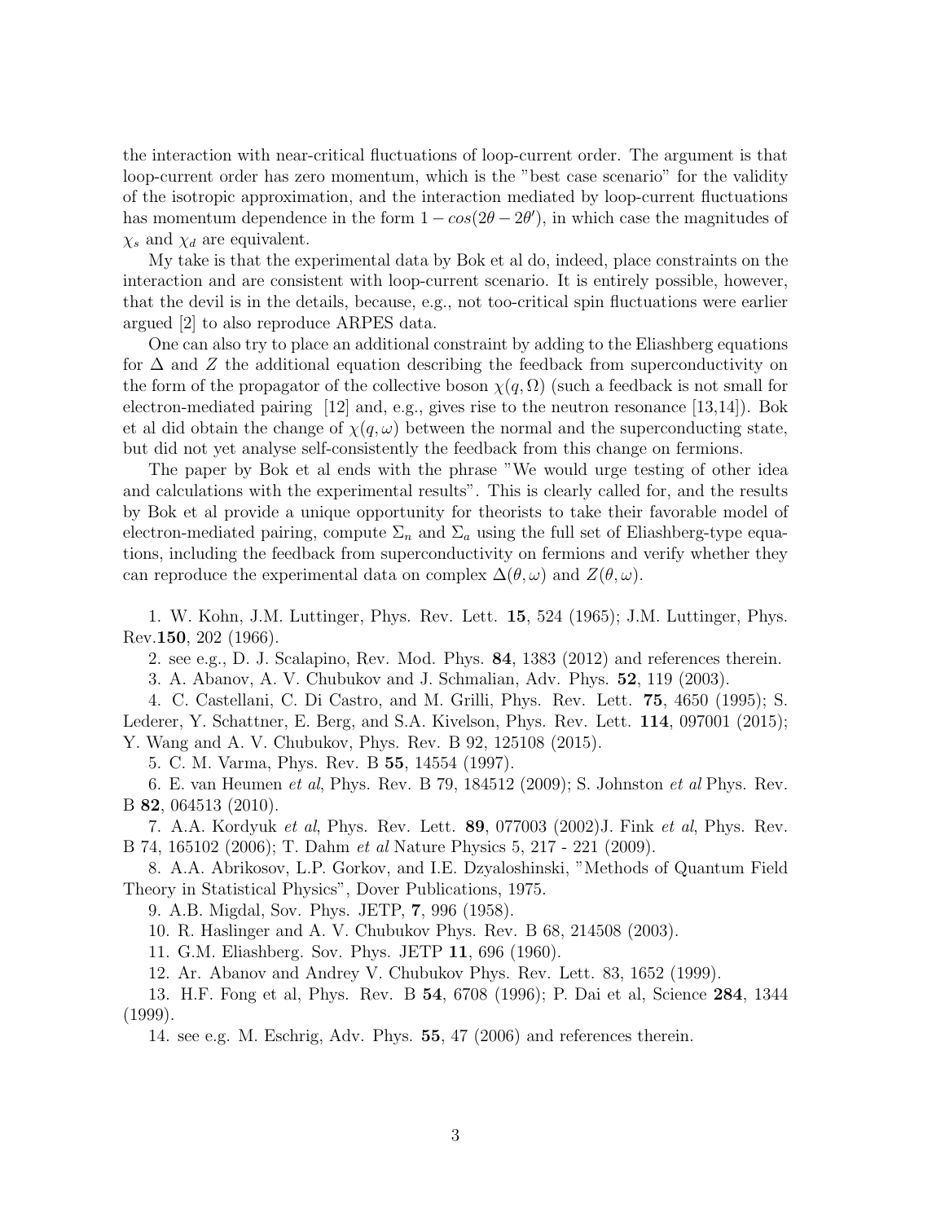the interaction with near-critical fluctuations of loop-current order. The argument is that loop-current order has zero momentum, which is the "best case scenario" for the validity of the isotropic approximation, and the interaction mediated by loop-current fluctuations has momentum dependence in the form $1 - cos(2\theta - 2\theta')$, in which case the magnitudes of $\chi_s$ and $\chi_d$ are equivalent.

My take is that the experimental data by Bok et al do, indeed, place constraints on the interaction and are consistent with loop-current scenario. It is entirely possible, however, that the devil is in the details, because, e.g., not too-critical spin fluctuations were earlier argued [2] to also reproduce ARPES data.

One can also try to place an additional constraint by adding to the Eliashberg equations for $\Delta$ and $Z$ the additional equation describing the feedback from superconductivity on the form of the propagator of the collective boson $\chi(q, \Omega)$ (such a feedback is not small for electron-mediated pairing [12] and, e.g., gives rise to the neutron resonance [13,14]). Bok et al did obtain the change of $\chi(q, \omega)$ between the normal and the superconducting state, but did not yet analyse self-consistently the feedback from this change on fermions.

The paper by Bok et al ends with the phrase "We would urge testing of other idea and calculations with the experimental results". This is clearly called for, and the results by Bok et al provide a unique opportunity for theorists to take their favorable model of electron-mediated pairing, compute $\Sigma_n$ and $\Sigma_a$ using the full set of Eliashberg-type equations, including the feedback from superconductivity on fermions and verify whether they can reproduce the experimental data on complex $\Delta(\theta, \omega)$ and $Z(\theta, \omega)$.

1. W. Kohn, J.M. Luttinger, Phys. Rev. Lett. **15**, 524 (1965); J.M. Luttinger, Phys. Rev.**150**, 202 (1966).

2. see e.g., D. J. Scalapino, Rev. Mod. Phys. **84**, 1383 (2012) and references therein.

3. A. Abanov, A. V. Chubukov and J. Schmalian, Adv. Phys. **52**, 119 (2003).

4. C. Castellani, C. Di Castro, and M. Grilli, Phys. Rev. Lett. **75**, 4650 (1995); S. Lederer, Y. Schattner, E. Berg, and S.A. Kivelson, Phys. Rev. Lett. **114**, 097001 (2015); Y. Wang and A. V. Chubukov, Phys. Rev. B 92, 125108 (2015).

5. C. M. Varma, Phys. Rev. B **55**, 14554 (1997).

6. E. van Heumen *et al*, Phys. Rev. B 79, 184512 (2009); S. Johnston *et al* Phys. Rev. B **82**, 064513 (2010).

7. A.A. Kordyuk *et al*, Phys. Rev. Lett. **89**, 077003 (2002)J. Fink *et al*, Phys. Rev. B 74, 165102 (2006); T. Dahm *et al* Nature Physics 5, 217 - 221 (2009).

8. A.A. Abrikosov, L.P. Gorkov, and I.E. Dzyaloshinski, "Methods of Quantum Field Theory in Statistical Physics", Dover Publications, 1975.

9. A.B. Migdal, Sov. Phys. JETP, **7**, 996 (1958).

10. R. Haslinger and A. V. Chubukov Phys. Rev. B 68, 214508 (2003).

11. G.M. Eliashberg. Sov. Phys. JETP **11**, 696 (1960).

12. Ar. Abanov and Andrey V. Chubukov Phys. Rev. Lett. 83, 1652 (1999).

13. H.F. Fong et al, Phys. Rev. B **54**, 6708 (1996); P. Dai et al, Science **284**, 1344 (1999).

14. see e.g. M. Eschrig, Adv. Phys. **55**, 47 (2006) and references therein.